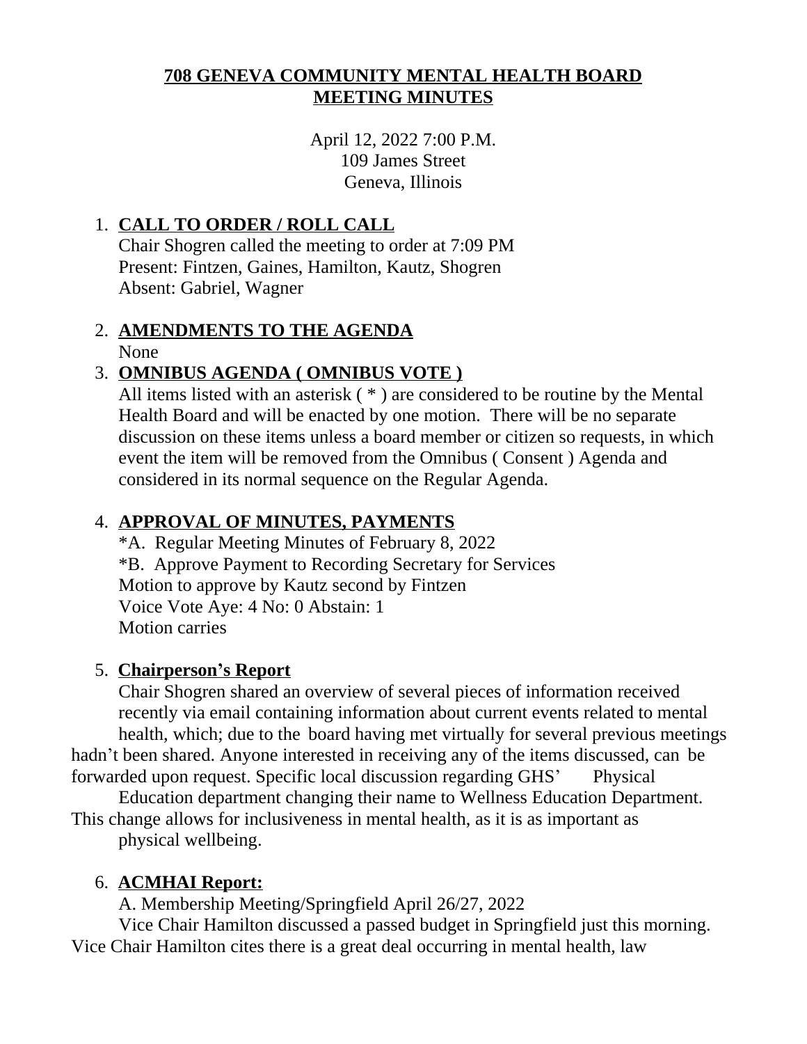# 708 GENEVA COMMUNITY MENTAL HEALTH BOARD MEETING MINUTES

April 12, 2022 7:00 P.M.
109 James Street
Geneva, Illinois

1. **CALL TO ORDER / ROLL CALL**
   Chair Shogren called the meeting to order at 7:09 PM
   Present: Fintzen, Gaines, Hamilton, Kautz, Shogren
   Absent: Gabriel, Wagner

2. **AMENDMENTS TO THE AGENDA**
   None

3. **OMNIBUS AGENDA ( OMNIBUS VOTE )**
   All items listed with an asterisk ( * ) are considered to be routine by the Mental Health Board and will be enacted by one motion. There will be no separate discussion on these items unless a board member or citizen so requests, in which event the item will be removed from the Omnibus ( Consent ) Agenda and considered in its normal sequence on the Regular Agenda.

4. **APPROVAL OF MINUTES, PAYMENTS**
   *A. Regular Meeting Minutes of February 8, 2022
   *B. Approve Payment to Recording Secretary for Services
   Motion to approve by Kautz second by Fintzen
   Voice Vote Aye: 4 No: 0 Abstain: 1
   Motion carries

5. **Chairperson's Report**
   Chair Shogren shared an overview of several pieces of information received recently via email containing information about current events related to mental health, which; due to the board having met virtually for several previous meetings hadn't been shared. Anyone interested in receiving any of the items discussed, can be forwarded upon request. Specific local discussion regarding GHS' Physical Education department changing their name to Wellness Education Department. This change allows for inclusiveness in mental health, as it is as important as physical wellbeing.

6. **ACMHAI Report:**
   A. Membership Meeting/Springfield April 26/27, 2022
   Vice Chair Hamilton discussed a passed budget in Springfield just this morning. Vice Chair Hamilton cites there is a great deal occurring in mental health, law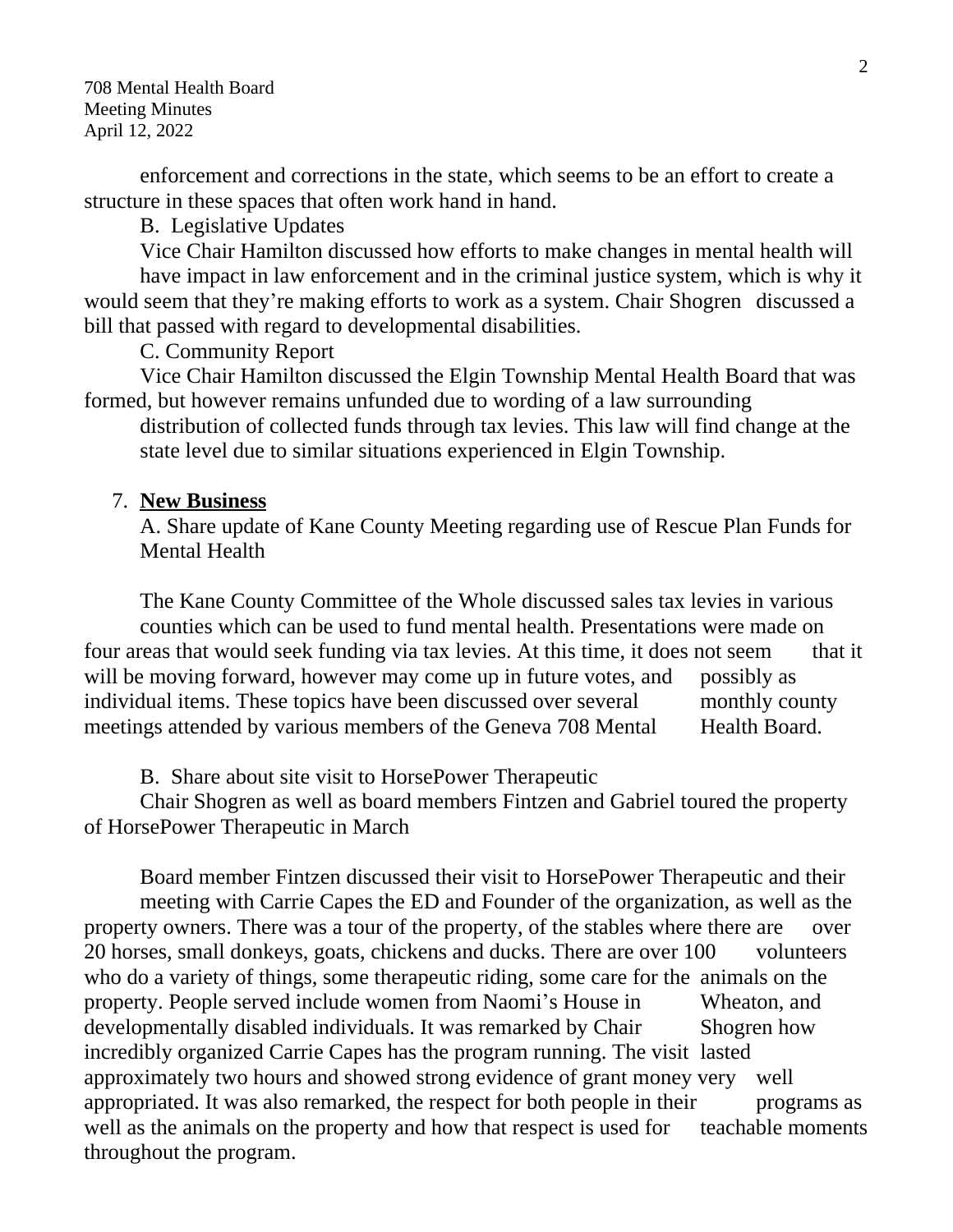enforcement and corrections in the state, which seems to be an effort to create a structure in these spaces that often work hand in hand.

B. Legislative Updates

Vice Chair Hamilton discussed how efforts to make changes in mental health will have impact in law enforcement and in the criminal justice system, which is why it would seem that they're making efforts to work as a system. Chair Shogren discussed a bill that passed with regard to developmental disabilities.

C. Community Report

Vice Chair Hamilton discussed the Elgin Township Mental Health Board that was formed, but however remains unfunded due to wording of a law surrounding distribution of collected funds through tax levies. This law will find change at the state level due to similar situations experienced in Elgin Township.

7. **New Business**

A. Share update of Kane County Meeting regarding use of Rescue Plan Funds for Mental Health

The Kane County Committee of the Whole discussed sales tax levies in various counties which can be used to fund mental health. Presentations were made on four areas that would seek funding via tax levies. At this time, it does not seem that it will be moving forward, however may come up in future votes, and possibly as individual items. These topics have been discussed over several monthly county meetings attended by various members of the Geneva 708 Mental Health Board.

B. Share about site visit to HorsePower Therapeutic

Chair Shogren as well as board members Fintzen and Gabriel toured the property of HorsePower Therapeutic in March

Board member Fintzen discussed their visit to HorsePower Therapeutic and their meeting with Carrie Capes the ED and Founder of the organization, as well as the property owners. There was a tour of the property, of the stables where there are over 20 horses, small donkeys, goats, chickens and ducks. There are over 100 volunteers who do a variety of things, some therapeutic riding, some care for the animals on the property. People served include women from Naomi's House in Wheaton, and developmentally disabled individuals. It was remarked by Chair Shogren how incredibly organized Carrie Capes has the program running. The visit lasted approximately two hours and showed strong evidence of grant money very well appropriated. It was also remarked, the respect for both people in their programs as well as the animals on the property and how that respect is used for teachable moments throughout the program.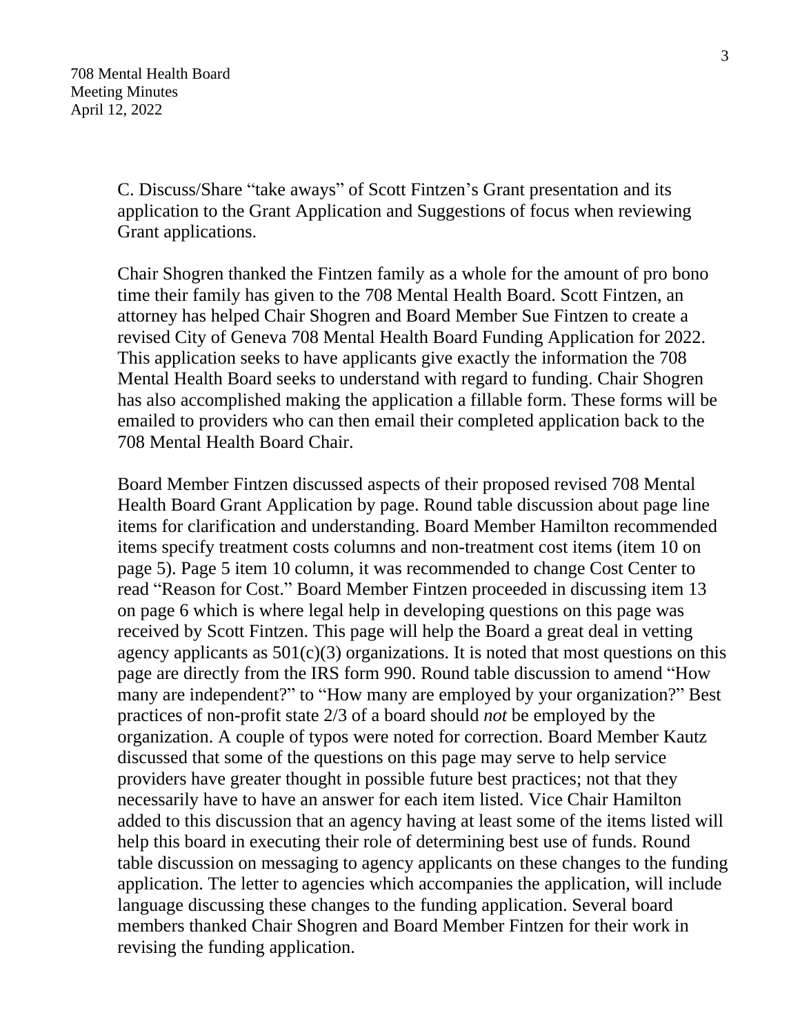C. Discuss/Share "take aways" of Scott Fintzen's Grant presentation and its application to the Grant Application and Suggestions of focus when reviewing Grant applications.

Chair Shogren thanked the Fintzen family as a whole for the amount of pro bono time their family has given to the 708 Mental Health Board. Scott Fintzen, an attorney has helped Chair Shogren and Board Member Sue Fintzen to create a revised City of Geneva 708 Mental Health Board Funding Application for 2022. This application seeks to have applicants give exactly the information the 708 Mental Health Board seeks to understand with regard to funding. Chair Shogren has also accomplished making the application a fillable form. These forms will be emailed to providers who can then email their completed application back to the 708 Mental Health Board Chair.

Board Member Fintzen discussed aspects of their proposed revised 708 Mental Health Board Grant Application by page. Round table discussion about page line items for clarification and understanding. Board Member Hamilton recommended items specify treatment costs columns and non-treatment cost items (item 10 on page 5). Page 5 item 10 column, it was recommended to change Cost Center to read "Reason for Cost." Board Member Fintzen proceeded in discussing item 13 on page 6 which is where legal help in developing questions on this page was received by Scott Fintzen. This page will help the Board a great deal in vetting agency applicants as 501(c)(3) organizations. It is noted that most questions on this page are directly from the IRS form 990. Round table discussion to amend "How many are independent?" to "How many are employed by your organization?" Best practices of non-profit state 2/3 of a board should *not* be employed by the organization. A couple of typos were noted for correction. Board Member Kautz discussed that some of the questions on this page may serve to help service providers have greater thought in possible future best practices; not that they necessarily have to have an answer for each item listed. Vice Chair Hamilton added to this discussion that an agency having at least some of the items listed will help this board in executing their role of determining best use of funds. Round table discussion on messaging to agency applicants on these changes to the funding application. The letter to agencies which accompanies the application, will include language discussing these changes to the funding application. Several board members thanked Chair Shogren and Board Member Fintzen for their work in revising the funding application.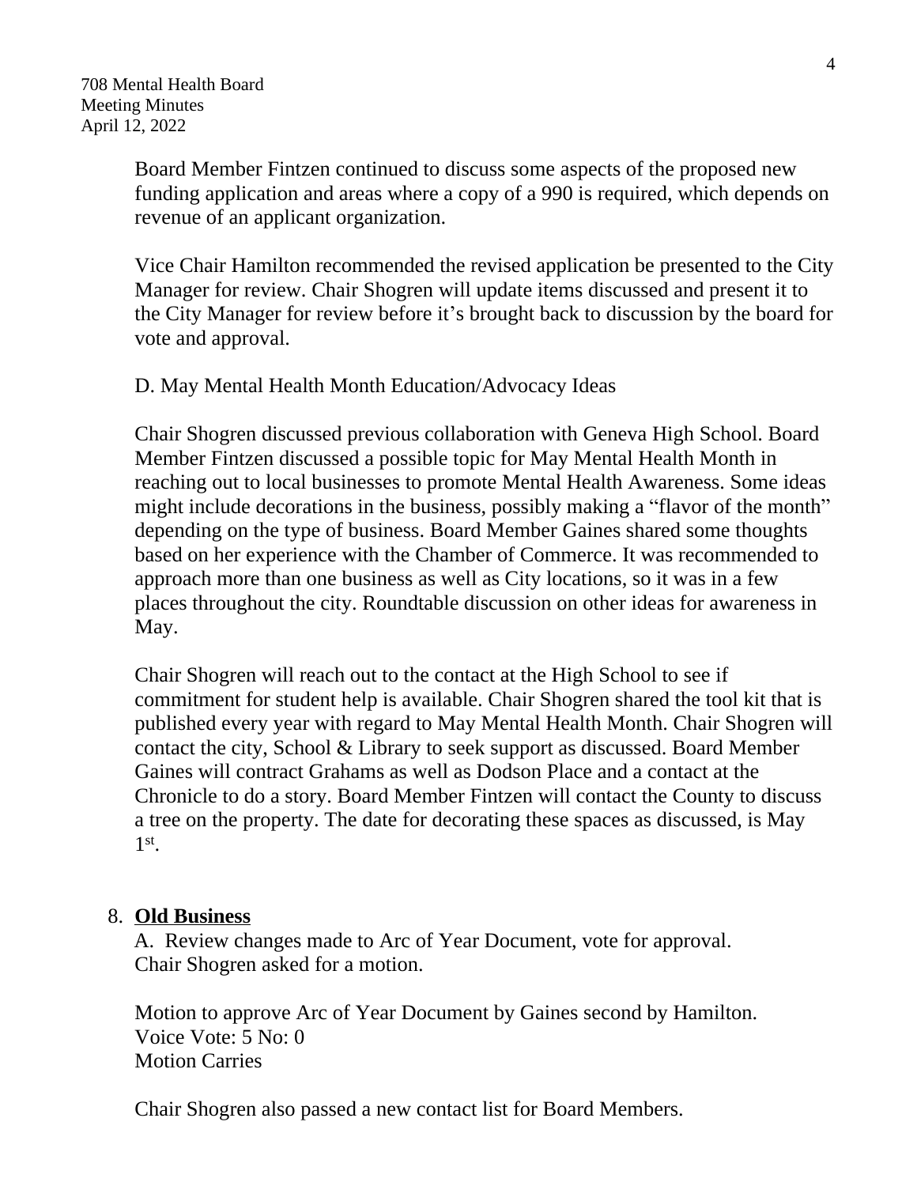Board Member Fintzen continued to discuss some aspects of the proposed new funding application and areas where a copy of a 990 is required, which depends on revenue of an applicant organization.

Vice Chair Hamilton recommended the revised application be presented to the City Manager for review. Chair Shogren will update items discussed and present it to the City Manager for review before it's brought back to discussion by the board for vote and approval.

D. May Mental Health Month Education/Advocacy Ideas

Chair Shogren discussed previous collaboration with Geneva High School. Board Member Fintzen discussed a possible topic for May Mental Health Month in reaching out to local businesses to promote Mental Health Awareness. Some ideas might include decorations in the business, possibly making a "flavor of the month" depending on the type of business. Board Member Gaines shared some thoughts based on her experience with the Chamber of Commerce. It was recommended to approach more than one business as well as City locations, so it was in a few places throughout the city. Roundtable discussion on other ideas for awareness in May.

Chair Shogren will reach out to the contact at the High School to see if commitment for student help is available. Chair Shogren shared the tool kit that is published every year with regard to May Mental Health Month. Chair Shogren will contact the city, School & Library to seek support as discussed. Board Member Gaines will contract Grahams as well as Dodson Place and a contact at the Chronicle to do a story. Board Member Fintzen will contact the County to discuss a tree on the property. The date for decorating these spaces as discussed, is May 1st.

8. **Old Business**

A. Review changes made to Arc of Year Document, vote for approval.
Chair Shogren asked for a motion.

Motion to approve Arc of Year Document by Gaines second by Hamilton.
Voice Vote: 5 No: 0
Motion Carries

Chair Shogren also passed a new contact list for Board Members.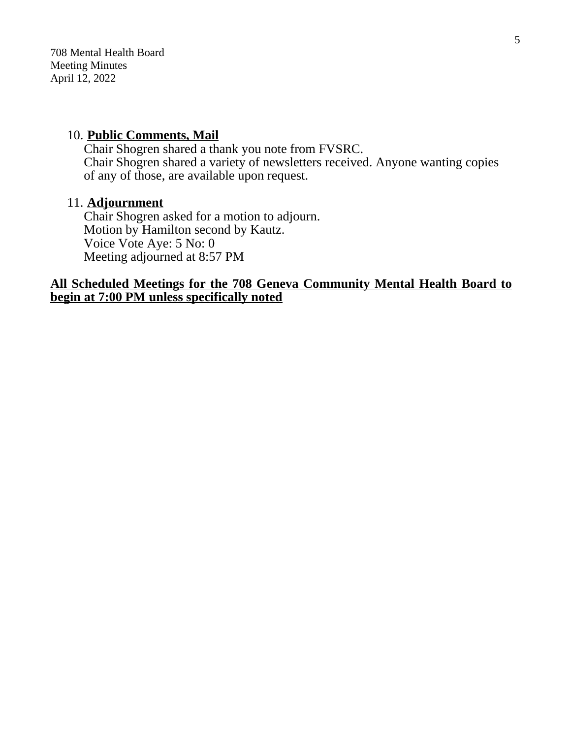10. **Public Comments, Mail**
    Chair Shogren shared a thank you note from FVSRC.
    Chair Shogren shared a variety of newsletters received. Anyone wanting copies of any of those, are available upon request.

11. **Adjournment**
    Chair Shogren asked for a motion to adjourn.
    Motion by Hamilton second by Kautz.
    Voice Vote Aye: 5 No: 0
    Meeting adjourned at 8:57 PM

**All Scheduled Meetings for the 708 Geneva Community Mental Health Board to begin at 7:00 PM unless specifically noted**